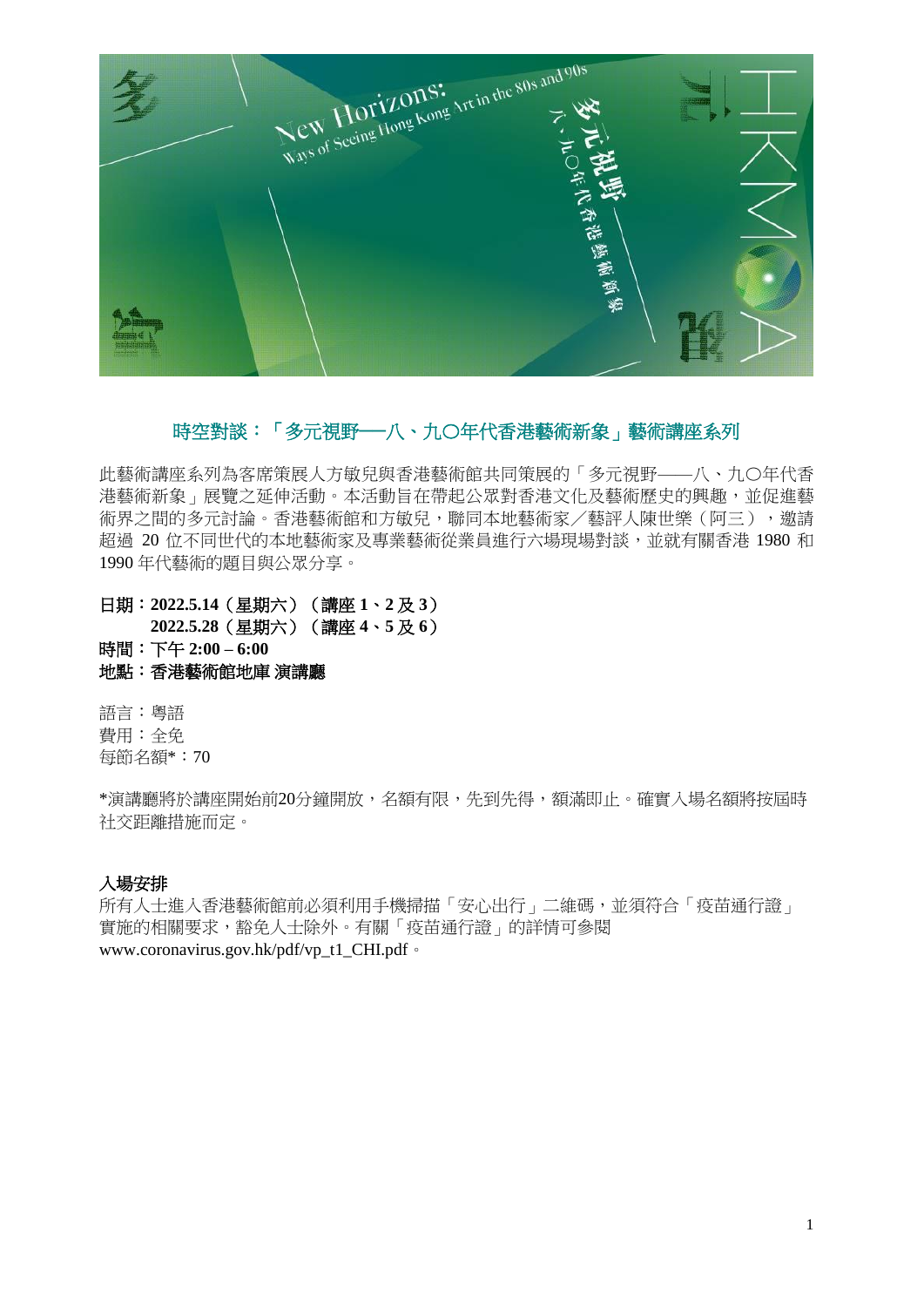## 時空對談：「多元視野──八、九〇年代香港藝術新象」藝術講座系列

此藝術講座系列為客席策展人方敏兒與香港藝術館共同策展的「多元視野──八、九〇年代香港藝術新象」展覽之延伸活動。本活動旨在帶起公眾對香港文化及藝術歷史的興趣，並促進藝術界之間的多元討論。香港藝術館和方敏兒，聯同本地藝術家／藝評人陳世樂（阿三），邀請超過 20 位不同世代的本地藝術家及專業藝術從業員進行六場現場對談，並就有關香港 1980 和 1990 年代藝術的題目與公眾分享。

**日期：2022.5.14（星期六）（講座 1、2 及 3）**
**2022.5.28（星期六）（講座 4、5 及 6）**
**時間：下午 2:00 – 6:00**
**地點：香港藝術館地庫 演講廳**

語言：粵語
費用：全免
每節名額*：70

*演講廳將於講座開始前20分鐘開放，名額有限，先到先得，額滿即止。確實入場名額將按屆時社交距離措施而定。

**入場安排**
所有人士進入香港藝術館前必須利用手機掃描「安心出行」二維碼，並須符合「疫苗通行證」實施的相關要求，豁免人士除外。有關「疫苗通行證」的詳情可參閱 www.coronavirus.gov.hk/pdf/vp_t1_CHI.pdf。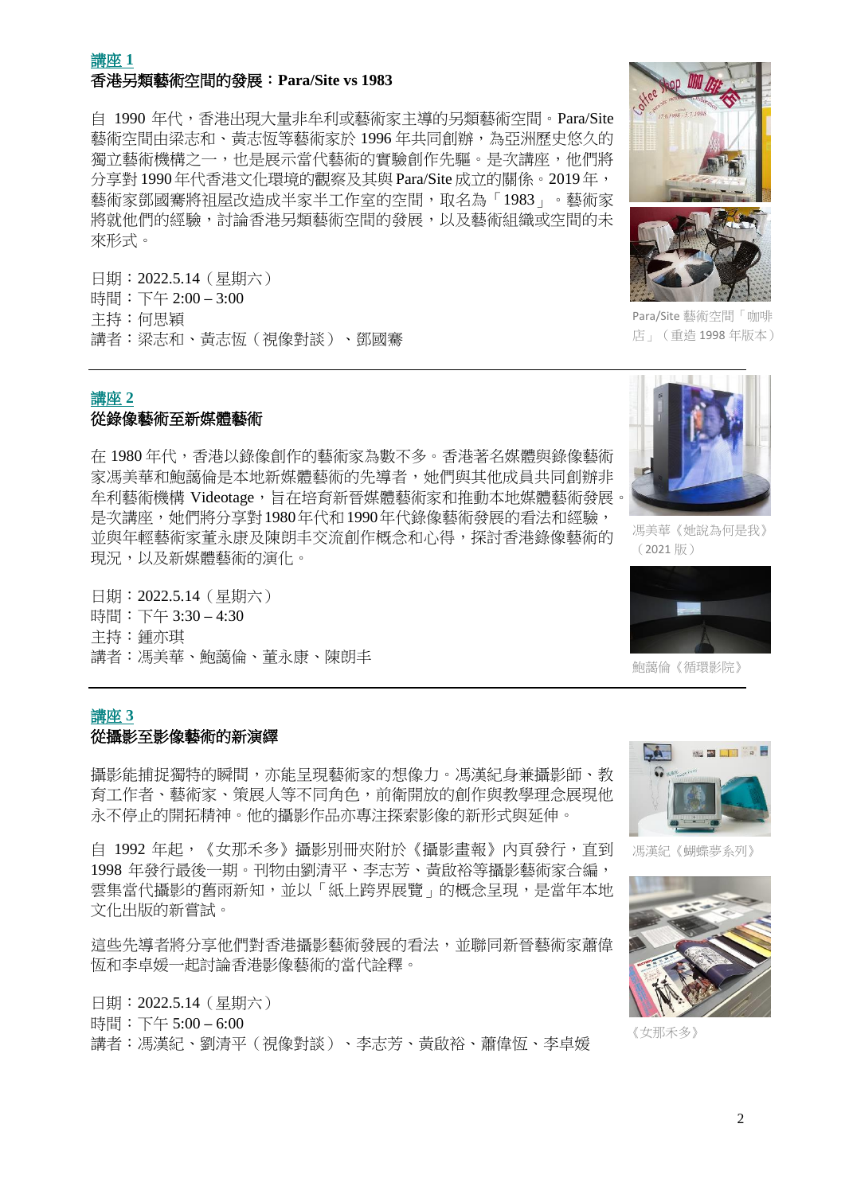**講座 1**

**香港另類藝術空間的發展：Para/Site vs 1983**

自 1990 年代，香港出現大量非牟利或藝術家主導的另類藝術空間。Para/Site 藝術空間由梁志和、黃志恆等藝術家於 1996 年共同創辦，為亞洲歷史悠久的獨立藝術機構之一，也是展示當代藝術的實驗創作先驅。是次講座，他們將分享對 1990 年代香港文化環境的觀察及其與 Para/Site 成立的關係。2019 年，藝術家鄧國騫將祖屋改造成半家半工作室的空間，取名為「1983」。藝術家將就他們的經驗，討論香港另類藝術空間的發展，以及藝術組織或空間的未來形式。

日期：2022.5.14（星期六）
時間：下午 2:00 – 3:00
主持：何思穎
講者：梁志和、黃志恆（視像對談）、鄧國騫

Para/Site 藝術空間「咖啡店」（重造 1998 年版本）

---

**講座 2**

**從錄像藝術至新媒體藝術**

在 1980 年代，香港以錄像創作的藝術家為數不多。香港著名媒體與錄像藝術家馮美華和鮑藹倫是本地新媒體藝術的先導者，她們與其他成員共同創辦非牟利藝術機構 Videotage，旨在培育新晉媒體藝術家和推動本地媒體藝術發展。是次講座，她們將分享對 1980 年代和 1990 年代錄像藝術發展的看法和經驗，並與年輕藝術家董永康及陳朗丰交流創作概念和心得，探討香港錄像藝術的現況，以及新媒體藝術的演化。

日期：2022.5.14（星期六）
時間：下午 3:30 – 4:30
主持：鍾亦琪
講者：馮美華、鮑藹倫、董永康、陳朗丰

馮美華《她說為何是我》（2021 版）

鮑藹倫《循環影院》

---

**講座 3**

**從攝影至影像藝術的新演繹**

攝影能捕捉獨特的瞬間，亦能呈現藝術家的想像力。馮漢紀身兼攝影師、教育工作者、藝術家、策展人等不同角色，前衛開放的創作與教學理念展現他永不停止的開拓精神。他的攝影作品亦專注探索影像的新形式與延伸。

自 1992 年起，《女那禾多》攝影別冊夾附於《攝影畫報》內頁發行，直到 1998 年發行最後一期。刊物由劉清平、李志芳、黃啟裕等攝影藝術家合編，雲集當代攝影的舊雨新知，並以「紙上跨界展覽」的概念呈現，是當年本地文化出版的新嘗試。

這些先導者將分享他們對香港攝影藝術發展的看法，並聯同新晉藝術家蕭偉恆和李卓媛一起討論香港影像藝術的當代詮釋。

日期：2022.5.14（星期六）
時間：下午 5:00 – 6:00
講者：馮漢紀、劉清平（視像對談）、李志芳、黃啟裕、蕭偉恆、李卓媛

馮漢紀《蝴蝶夢系列》

《女那禾多》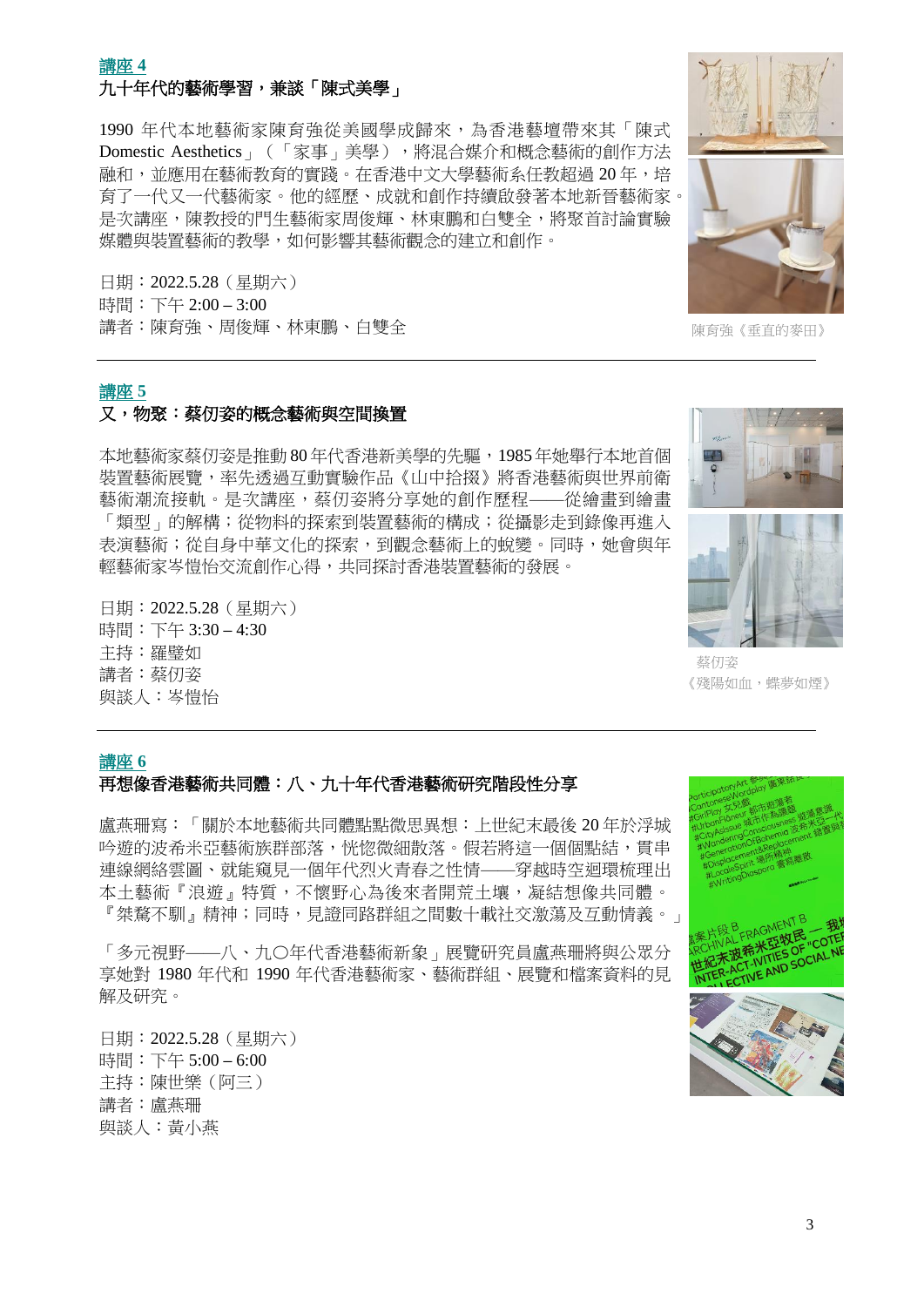**講座 4**

## 九十年代的藝術學習，兼談「陳式美學」

1990 年代本地藝術家陳育強從美國學成歸來，為香港藝壇帶來其「陳式 Domestic Aesthetics」（「家事」美學），將混合媒介和概念藝術的創作方法融和，並應用在藝術教育的實踐。在香港中文大學藝術系任教超過 20 年，培育了一代又一代藝術家。他的經歷、成就和創作持續啟發著本地新晉藝術家。是次講座，陳教授的門生藝術家周俊輝、林東鵬和白雙全，將聚首討論實驗媒體與裝置藝術的教學，如何影響其藝術觀念的建立和創作。

日期：2022.5.28（星期六）
時間：下午 2:00 – 3:00
講者：陳育強、周俊輝、林東鵬、白雙全

陳育強《垂直的麥田》

---

**講座 5**

## 又，物聚：蔡仞姿的概念藝術與空間換置

本地藝術家蔡仞姿是推動 80 年代香港新美學的先驅，1985 年她舉行本地首個裝置藝術展覽，率先透過互動實驗作品《山中拾掇》將香港藝術與世界前衛藝術潮流接軌。是次講座，蔡仞姿將分享她的創作歷程——從繪畫到繪畫「類型」的解構；從物料的探索到裝置藝術的構成；從攝影走到錄像再進入表演藝術；從自身中華文化的探索，到觀念藝術上的蛻變。同時，她會與年輕藝術家岑愷怡交流創作心得，共同探討香港裝置藝術的發展。

日期：2022.5.28（星期六）
時間：下午 3:30 – 4:30
主持：羅璧如
講者：蔡仞姿
與談人：岑愷怡

蔡仞姿
《殘陽如血，蝶夢如煙》

---

**講座 6**

## 再想像香港藝術共同體：八、九十年代香港藝術研究階段性分享

盧燕珊寫：「關於本地藝術共同體點點微思異想：上世紀末最後 20 年於浮城吟遊的波希米亞藝術族群部落，恍惚微細散落。假若將這一個個點結，貫串連線網絡雲圖、就能窺見一個年代烈火青春之性情——穿越時空迴環梳理出本土藝術『浪遊』特質，不懷野心為後來者開荒土壤，凝結想像共同體。『桀驁不馴』精神；同時，見證同路群組之間數十載社交激蕩及互動情義。」

「多元視野——八、九〇年代香港藝術新象」展覽研究員盧燕珊將與公眾分享她對 1980 年代和 1990 年代香港藝術家、藝術群組、展覽和檔案資料的見解及研究。

日期：2022.5.28（星期六）
時間：下午 5:00 – 6:00
主持：陳世樂（阿三）
講者：盧燕珊
與談人：黃小燕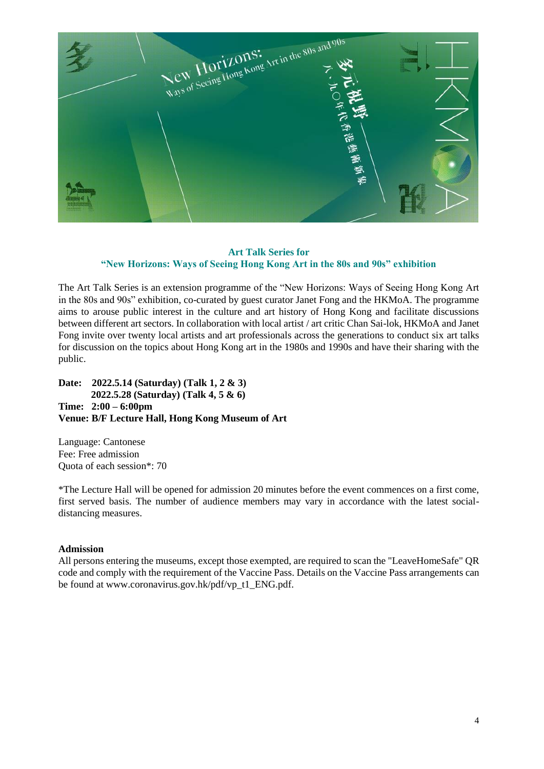**Art Talk Series for**
**"New Horizons: Ways of Seeing Hong Kong Art in the 80s and 90s" exhibition**

The Art Talk Series is an extension programme of the "New Horizons: Ways of Seeing Hong Kong Art in the 80s and 90s" exhibition, co-curated by guest curator Janet Fong and the HKMoA. The programme aims to arouse public interest in the culture and art history of Hong Kong and facilitate discussions between different art sectors. In collaboration with local artist / art critic Chan Sai-lok, HKMoA and Janet Fong invite over twenty local artists and art professionals across the generations to conduct six art talks for discussion on the topics about Hong Kong art in the 1980s and 1990s and have their sharing with the public.

**Date: 2022.5.14 (Saturday) (Talk 1, 2 & 3)**
**2022.5.28 (Saturday) (Talk 4, 5 & 6)**
**Time: 2:00 – 6:00pm**
**Venue: B/F Lecture Hall, Hong Kong Museum of Art**

Language: Cantonese
Fee: Free admission
Quota of each session*: 70

*The Lecture Hall will be opened for admission 20 minutes before the event commences on a first come, first served basis. The number of audience members may vary in accordance with the latest social-distancing measures.

**Admission**
All persons entering the museums, except those exempted, are required to scan the "LeaveHomeSafe" QR code and comply with the requirement of the Vaccine Pass. Details on the Vaccine Pass arrangements can be found at www.coronavirus.gov.hk/pdf/vp_t1_ENG.pdf.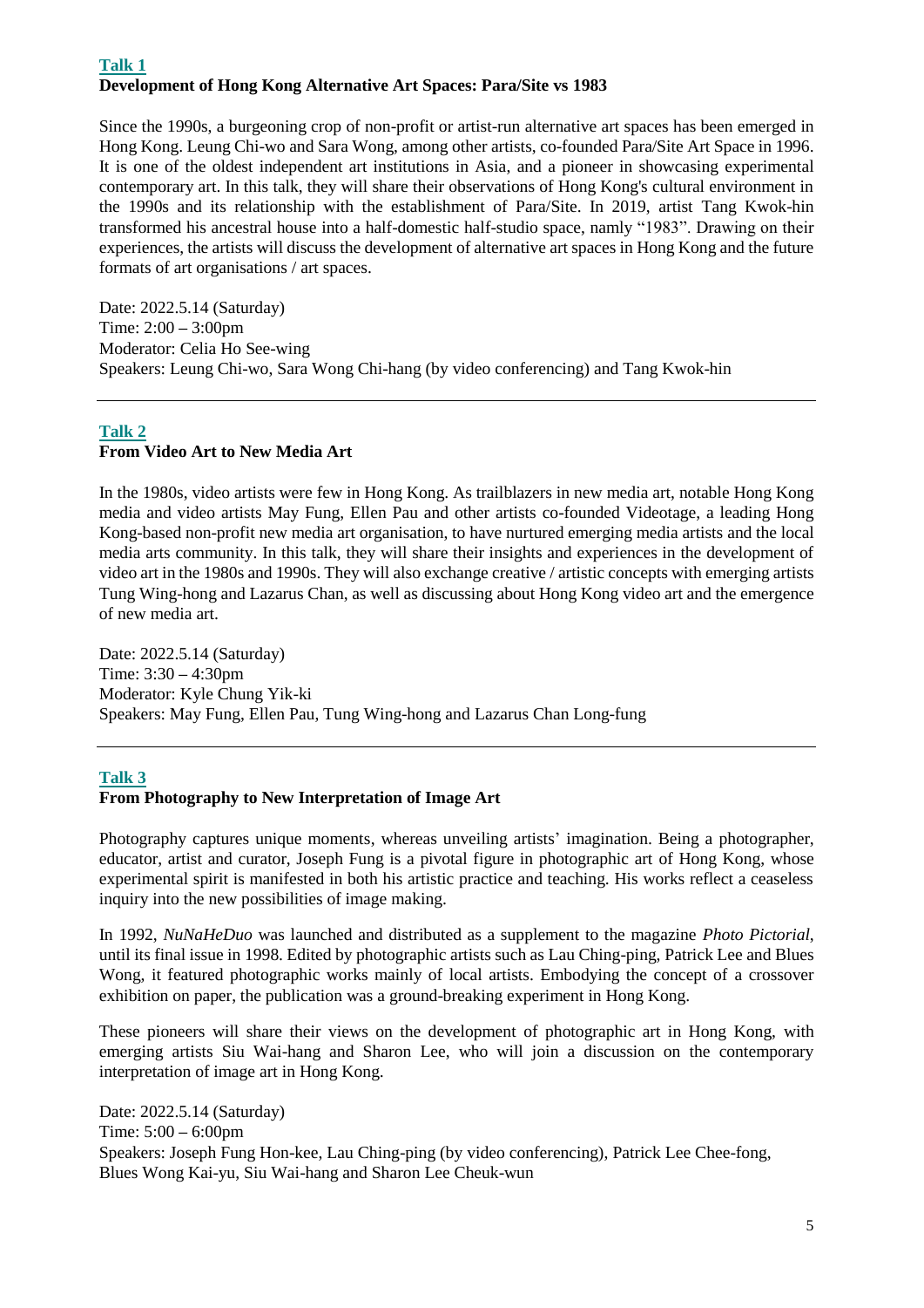## Talk 1

**Development of Hong Kong Alternative Art Spaces: Para/Site vs 1983**

Since the 1990s, a burgeoning crop of non-profit or artist-run alternative art spaces has been emerged in Hong Kong. Leung Chi-wo and Sara Wong, among other artists, co-founded Para/Site Art Space in 1996. It is one of the oldest independent art institutions in Asia, and a pioneer in showcasing experimental contemporary art. In this talk, they will share their observations of Hong Kong's cultural environment in the 1990s and its relationship with the establishment of Para/Site. In 2019, artist Tang Kwok-hin transformed his ancestral house into a half-domestic half-studio space, namly "1983". Drawing on their experiences, the artists will discuss the development of alternative art spaces in Hong Kong and the future formats of art organisations / art spaces.

Date: 2022.5.14 (Saturday)
Time: 2:00 – 3:00pm
Moderator: Celia Ho See-wing
Speakers: Leung Chi-wo, Sara Wong Chi-hang (by video conferencing) and Tang Kwok-hin

---

## Talk 2

**From Video Art to New Media Art**

In the 1980s, video artists were few in Hong Kong. As trailblazers in new media art, notable Hong Kong media and video artists May Fung, Ellen Pau and other artists co-founded Videotage, a leading Hong Kong-based non-profit new media art organisation, to have nurtured emerging media artists and the local media arts community. In this talk, they will share their insights and experiences in the development of video art in the 1980s and 1990s. They will also exchange creative / artistic concepts with emerging artists Tung Wing-hong and Lazarus Chan, as well as discussing about Hong Kong video art and the emergence of new media art.

Date: 2022.5.14 (Saturday)
Time: 3:30 – 4:30pm
Moderator: Kyle Chung Yik-ki
Speakers: May Fung, Ellen Pau, Tung Wing-hong and Lazarus Chan Long-fung

---

## Talk 3

**From Photography to New Interpretation of Image Art**

Photography captures unique moments, whereas unveiling artists' imagination. Being a photographer, educator, artist and curator, Joseph Fung is a pivotal figure in photographic art of Hong Kong, whose experimental spirit is manifested in both his artistic practice and teaching. His works reflect a ceaseless inquiry into the new possibilities of image making.

In 1992, *NuNaHeDuo* was launched and distributed as a supplement to the magazine *Photo Pictorial*, until its final issue in 1998. Edited by photographic artists such as Lau Ching-ping, Patrick Lee and Blues Wong, it featured photographic works mainly of local artists. Embodying the concept of a crossover exhibition on paper, the publication was a ground-breaking experiment in Hong Kong.

These pioneers will share their views on the development of photographic art in Hong Kong, with emerging artists Siu Wai-hang and Sharon Lee, who will join a discussion on the contemporary interpretation of image art in Hong Kong.

Date: 2022.5.14 (Saturday)
Time: 5:00 – 6:00pm
Speakers: Joseph Fung Hon-kee, Lau Ching-ping (by video conferencing), Patrick Lee Chee-fong, Blues Wong Kai-yu, Siu Wai-hang and Sharon Lee Cheuk-wun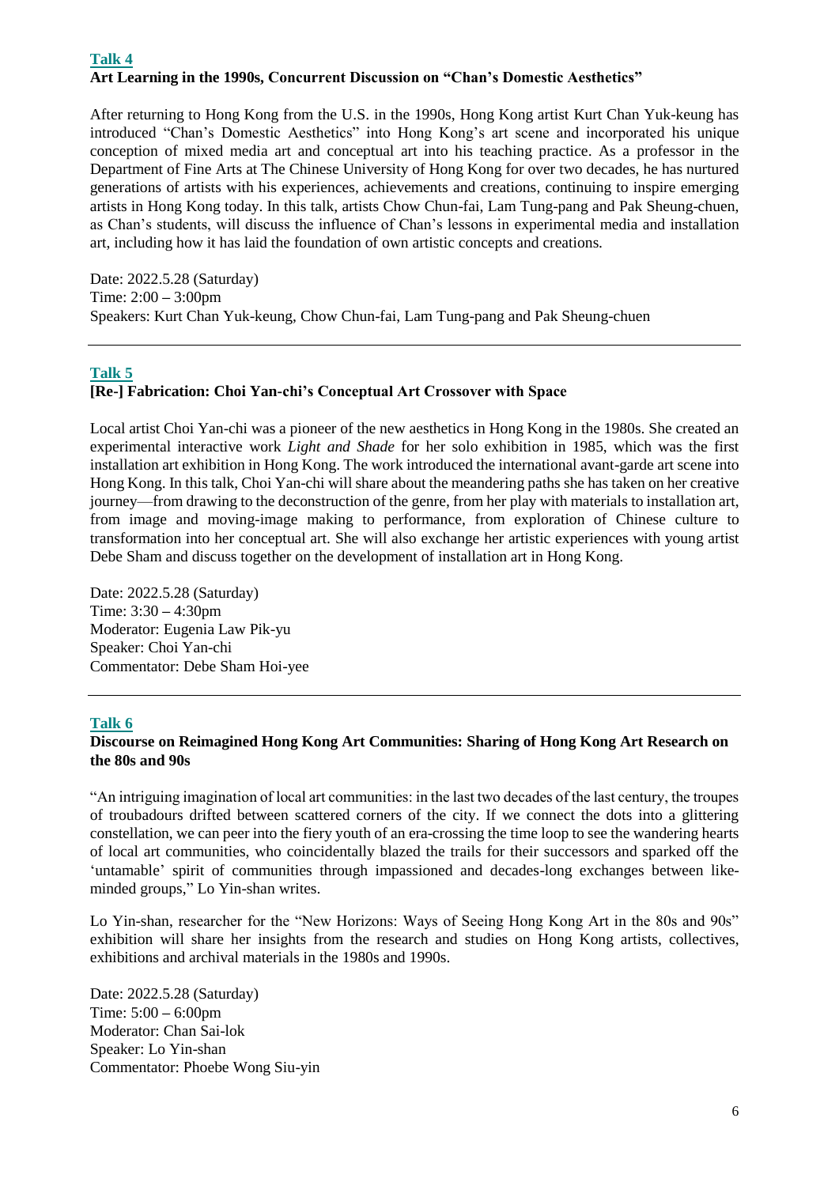## Talk 4

**Art Learning in the 1990s, Concurrent Discussion on "Chan's Domestic Aesthetics"**

After returning to Hong Kong from the U.S. in the 1990s, Hong Kong artist Kurt Chan Yuk-keung has introduced "Chan's Domestic Aesthetics" into Hong Kong's art scene and incorporated his unique conception of mixed media art and conceptual art into his teaching practice. As a professor in the Department of Fine Arts at The Chinese University of Hong Kong for over two decades, he has nurtured generations of artists with his experiences, achievements and creations, continuing to inspire emerging artists in Hong Kong today. In this talk, artists Chow Chun-fai, Lam Tung-pang and Pak Sheung-chuen, as Chan's students, will discuss the influence of Chan's lessons in experimental media and installation art, including how it has laid the foundation of own artistic concepts and creations.

Date: 2022.5.28 (Saturday)
Time: 2:00 – 3:00pm
Speakers: Kurt Chan Yuk-keung, Chow Chun-fai, Lam Tung-pang and Pak Sheung-chuen

---

## Talk 5

**[Re-] Fabrication: Choi Yan-chi's Conceptual Art Crossover with Space**

Local artist Choi Yan-chi was a pioneer of the new aesthetics in Hong Kong in the 1980s. She created an experimental interactive work *Light and Shade* for her solo exhibition in 1985, which was the first installation art exhibition in Hong Kong. The work introduced the international avant-garde art scene into Hong Kong. In this talk, Choi Yan-chi will share about the meandering paths she has taken on her creative journey—from drawing to the deconstruction of the genre, from her play with materials to installation art, from image and moving-image making to performance, from exploration of Chinese culture to transformation into her conceptual art. She will also exchange her artistic experiences with young artist Debe Sham and discuss together on the development of installation art in Hong Kong.

Date: 2022.5.28 (Saturday)
Time: 3:30 – 4:30pm
Moderator: Eugenia Law Pik-yu
Speaker: Choi Yan-chi
Commentator: Debe Sham Hoi-yee

---

## Talk 6

**Discourse on Reimagined Hong Kong Art Communities: Sharing of Hong Kong Art Research on the 80s and 90s**

"An intriguing imagination of local art communities: in the last two decades of the last century, the troupes of troubadours drifted between scattered corners of the city. If we connect the dots into a glittering constellation, we can peer into the fiery youth of an era-crossing the time loop to see the wandering hearts of local art communities, who coincidentally blazed the trails for their successors and sparked off the 'untamable' spirit of communities through impassioned and decades-long exchanges between like-minded groups," Lo Yin-shan writes.

Lo Yin-shan, researcher for the "New Horizons: Ways of Seeing Hong Kong Art in the 80s and 90s" exhibition will share her insights from the research and studies on Hong Kong artists, collectives, exhibitions and archival materials in the 1980s and 1990s.

Date: 2022.5.28 (Saturday)
Time: 5:00 – 6:00pm
Moderator: Chan Sai-lok
Speaker: Lo Yin-shan
Commentator: Phoebe Wong Siu-yin